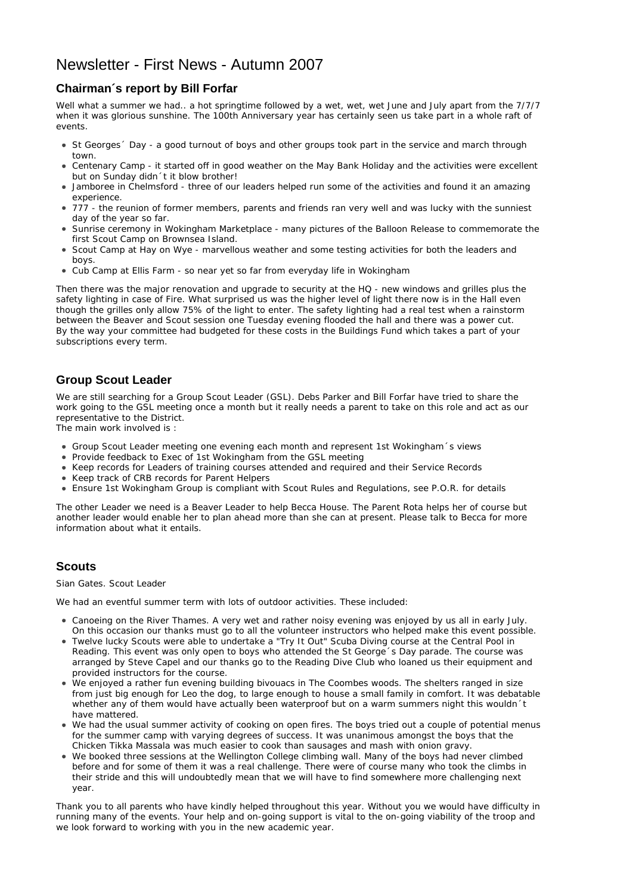# Newsletter - First News - Autumn 2007

## Chairman´s report by Bill Forfar

Well what a summer we had.. a hot springtime followed by a wet, wet, wet June and July apart from the 7/7/7 when it was glorious sunshine. The 100th Anniversary year has certainly seen us take part in a whole raft of events.

- St Georges´ Day - a good turnout of boys and other groups took part in the service and march through town.
- Centenary Camp - it started off in good weather on the May Bank Holiday and the activities were excellent but on Sunday didn´t it blow brother!
- Jamboree in Chelmsford - three of our leaders helped run some of the activities and found it an amazing experience.
- 777 - the reunion of former members, parents and friends ran very well and was lucky with the sunniest day of the year so far.
- Sunrise ceremony in Wokingham Marketplace - many pictures of the Balloon Release to commemorate the first Scout Camp on Brownsea Island.
- Scout Camp at Hay on Wye - marvellous weather and some testing activities for both the leaders and boys.
- Cub Camp at Ellis Farm - so near yet so far from everyday life in Wokingham

Then there was the major renovation and upgrade to security at the HQ - new windows and grilles plus the safety lighting in case of Fire. What surprised us was the higher level of light there now is in the Hall even though the grilles only allow 75% of the light to enter. The safety lighting had a real test when a rainstorm between the Beaver and Scout session one Tuesday evening flooded the hall and there was a power cut.
By the way your committee had budgeted for these costs in the Buildings Fund which takes a part of your subscriptions every term.

## Group Scout Leader

We are still searching for a Group Scout Leader (GSL). Debs Parker and Bill Forfar have tried to share the work going to the GSL meeting once a month but it really needs a parent to take on this role and act as our representative to the District.
The main work involved is :

- Group Scout Leader meeting one evening each month and represent 1st Wokingham´s views
- Provide feedback to Exec of 1st Wokingham from the GSL meeting
- Keep records for Leaders of training courses attended and required and their Service Records
- Keep track of CRB records for Parent Helpers
- Ensure 1st Wokingham Group is compliant with Scout Rules and Regulations, see P.O.R. for details

The other Leader we need is a Beaver Leader to help Becca House. The Parent Rota helps her of course but another leader would enable her to plan ahead more than she can at present. Please talk to Becca for more information about what it entails.

## Scouts

Sian Gates. Scout Leader

We had an eventful summer term with lots of outdoor activities. These included:

- Canoeing on the River Thames. A very wet and rather noisy evening was enjoyed by us all in early July. On this occasion our thanks must go to all the volunteer instructors who helped make this event possible.
- Twelve lucky Scouts were able to undertake a "Try It Out" Scuba Diving course at the Central Pool in Reading. This event was only open to boys who attended the St George´s Day parade. The course was arranged by Steve Capel and our thanks go to the Reading Dive Club who loaned us their equipment and provided instructors for the course.
- We enjoyed a rather fun evening building bivouacs in The Coombes woods. The shelters ranged in size from just big enough for Leo the dog, to large enough to house a small family in comfort. It was debatable whether any of them would have actually been waterproof but on a warm summers night this wouldn´t have mattered.
- We had the usual summer activity of cooking on open fires. The boys tried out a couple of potential menus for the summer camp with varying degrees of success. It was unanimous amongst the boys that the Chicken Tikka Massala was much easier to cook than sausages and mash with onion gravy.
- We booked three sessions at the Wellington College climbing wall. Many of the boys had never climbed before and for some of them it was a real challenge. There were of course many who took the climbs in their stride and this will undoubtedly mean that we will have to find somewhere more challenging next year.

Thank you to all parents who have kindly helped throughout this year. Without you we would have difficulty in running many of the events. Your help and on-going support is vital to the on-going viability of the troop and we look forward to working with you in the new academic year.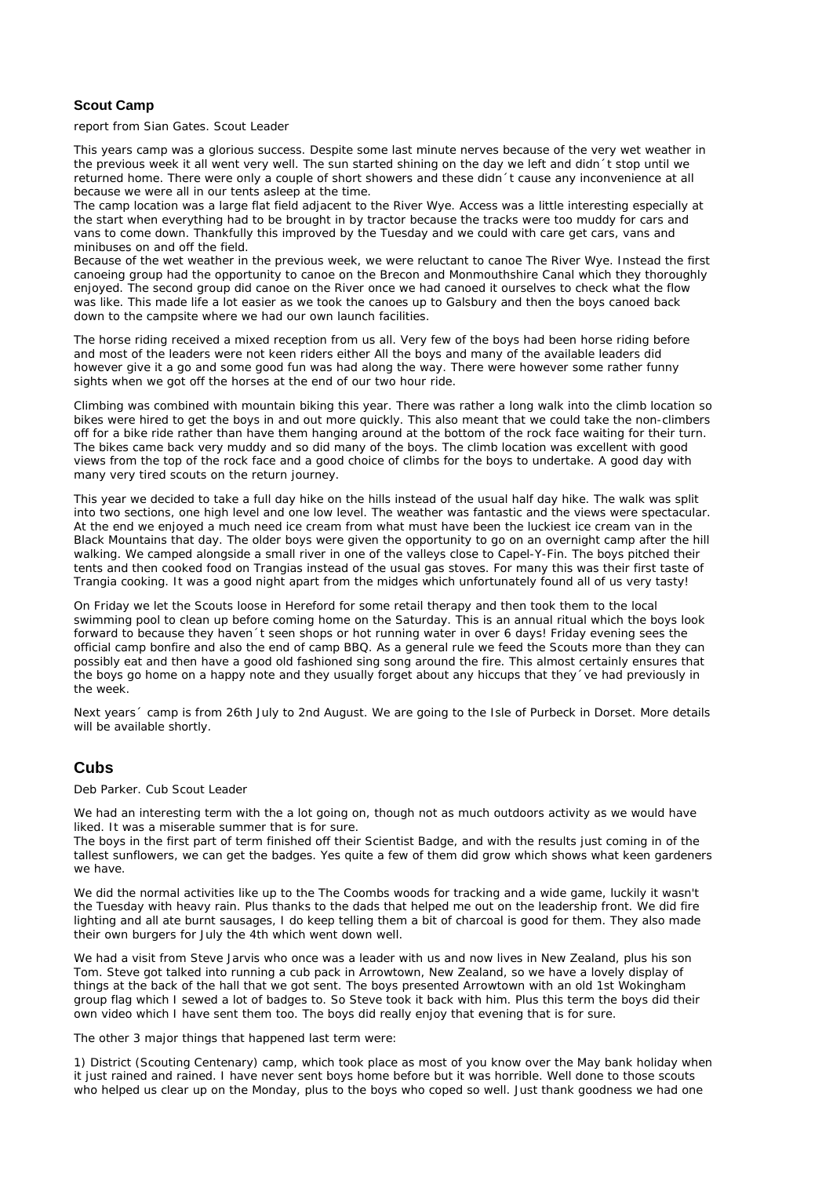## Scout Camp

report from Sian Gates. Scout Leader

This years camp was a glorious success. Despite some last minute nerves because of the very wet weather in the previous week it all went very well. The sun started shining on the day we left and didn´t stop until we returned home. There were only a couple of short showers and these didn´t cause any inconvenience at all because we were all in our tents asleep at the time.
The camp location was a large flat field adjacent to the River Wye. Access was a little interesting especially at the start when everything had to be brought in by tractor because the tracks were too muddy for cars and vans to come down. Thankfully this improved by the Tuesday and we could with care get cars, vans and minibuses on and off the field.
Because of the wet weather in the previous week, we were reluctant to canoe The River Wye. Instead the first canoeing group had the opportunity to canoe on the Brecon and Monmouthshire Canal which they thoroughly enjoyed. The second group did canoe on the River once we had canoed it ourselves to check what the flow was like. This made life a lot easier as we took the canoes up to Galsbury and then the boys canoed back down to the campsite where we had our own launch facilities.

The horse riding received a mixed reception from us all. Very few of the boys had been horse riding before and most of the leaders were not keen riders either All the boys and many of the available leaders did however give it a go and some good fun was had along the way. There were however some rather funny sights when we got off the horses at the end of our two hour ride.

Climbing was combined with mountain biking this year. There was rather a long walk into the climb location so bikes were hired to get the boys in and out more quickly. This also meant that we could take the non-climbers off for a bike ride rather than have them hanging around at the bottom of the rock face waiting for their turn. The bikes came back very muddy and so did many of the boys. The climb location was excellent with good views from the top of the rock face and a good choice of climbs for the boys to undertake. A good day with many very tired scouts on the return journey.

This year we decided to take a full day hike on the hills instead of the usual half day hike. The walk was split into two sections, one high level and one low level. The weather was fantastic and the views were spectacular. At the end we enjoyed a much need ice cream from what must have been the luckiest ice cream van in the Black Mountains that day. The older boys were given the opportunity to go on an overnight camp after the hill walking. We camped alongside a small river in one of the valleys close to Capel-Y-Fin. The boys pitched their tents and then cooked food on Trangias instead of the usual gas stoves. For many this was their first taste of Trangia cooking. It was a good night apart from the midges which unfortunately found all of us very tasty!

On Friday we let the Scouts loose in Hereford for some retail therapy and then took them to the local swimming pool to clean up before coming home on the Saturday. This is an annual ritual which the boys look forward to because they haven´t seen shops or hot running water in over 6 days! Friday evening sees the official camp bonfire and also the end of camp BBQ. As a general rule we feed the Scouts more than they can possibly eat and then have a good old fashioned sing song around the fire. This almost certainly ensures that the boys go home on a happy note and they usually forget about any hiccups that they´ve had previously in the week.

Next years´ camp is from 26th July to 2nd August. We are going to the Isle of Purbeck in Dorset. More details will be available shortly.

## Cubs

Deb Parker. Cub Scout Leader

We had an interesting term with the a lot going on, though not as much outdoors activity as we would have liked. It was a miserable summer that is for sure.
The boys in the first part of term finished off their Scientist Badge, and with the results just coming in of the tallest sunflowers, we can get the badges. Yes quite a few of them did grow which shows what keen gardeners we have.

We did the normal activities like up to the The Coombs woods for tracking and a wide game, luckily it wasn't the Tuesday with heavy rain. Plus thanks to the dads that helped me out on the leadership front. We did fire lighting and all ate burnt sausages, I do keep telling them a bit of charcoal is good for them. They also made their own burgers for July the 4th which went down well.

We had a visit from Steve Jarvis who once was a leader with us and now lives in New Zealand, plus his son Tom. Steve got talked into running a cub pack in Arrowtown, New Zealand, so we have a lovely display of things at the back of the hall that we got sent. The boys presented Arrowtown with an old 1st Wokingham group flag which I sewed a lot of badges to. So Steve took it back with him. Plus this term the boys did their own video which I have sent them too. The boys did really enjoy that evening that is for sure.

The other 3 major things that happened last term were:

1) District (Scouting Centenary) camp, which took place as most of you know over the May bank holiday when it just rained and rained. I have never sent boys home before but it was horrible. Well done to those scouts who helped us clear up on the Monday, plus to the boys who coped so well. Just thank goodness we had one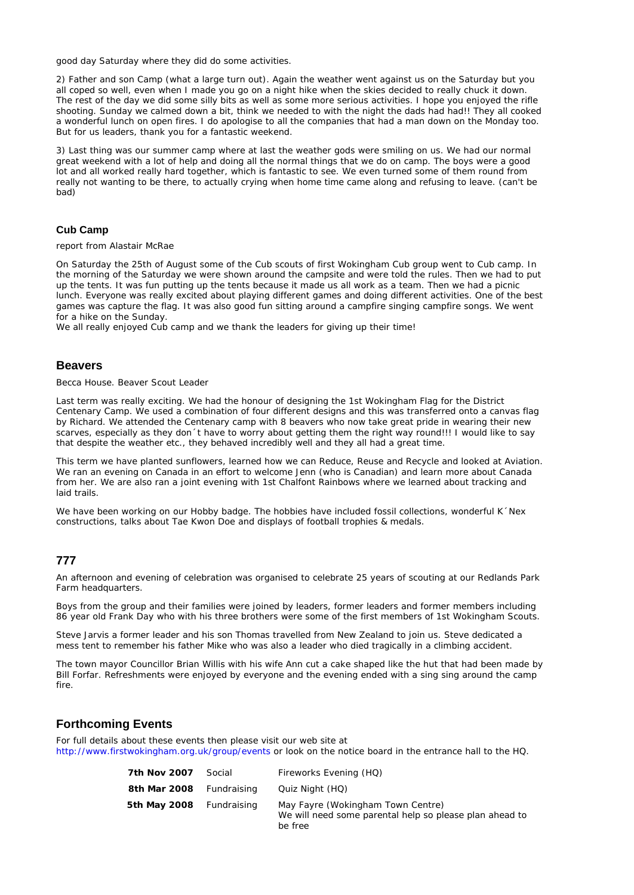good day Saturday where they did do some activities.

2) Father and son Camp (what a large turn out). Again the weather went against us on the Saturday but you all coped so well, even when I made you go on a night hike when the skies decided to really chuck it down. The rest of the day we did some silly bits as well as some more serious activities. I hope you enjoyed the rifle shooting. Sunday we calmed down a bit, think we needed to with the night the dads had had!! They all cooked a wonderful lunch on open fires. I do apologise to all the companies that had a man down on the Monday too. But for us leaders, thank you for a fantastic weekend.

3) Last thing was our summer camp where at last the weather gods were smiling on us. We had our normal great weekend with a lot of help and doing all the normal things that we do on camp. The boys were a good lot and all worked really hard together, which is fantastic to see. We even turned some of them round from really not wanting to be there, to actually crying when home time came along and refusing to leave. (can't be bad)

### Cub Camp

report from Alastair McRae

On Saturday the 25th of August some of the Cub scouts of first Wokingham Cub group went to Cub camp. In the morning of the Saturday we were shown around the campsite and were told the rules. Then we had to put up the tents. It was fun putting up the tents because it made us all work as a team. Then we had a picnic lunch. Everyone was really excited about playing different games and doing different activities. One of the best games was capture the flag. It was also good fun sitting around a campfire singing campfire songs. We went for a hike on the Sunday.
We all really enjoyed Cub camp and we thank the leaders for giving up their time!

## Beavers

Becca House. Beaver Scout Leader

Last term was really exciting. We had the honour of designing the 1st Wokingham Flag for the District Centenary Camp. We used a combination of four different designs and this was transferred onto a canvas flag by Richard. We attended the Centenary camp with 8 beavers who now take great pride in wearing their new scarves, especially as they don´t have to worry about getting them the right way round!!! I would like to say that despite the weather etc., they behaved incredibly well and they all had a great time.

This term we have planted sunflowers, learned how we can Reduce, Reuse and Recycle and looked at Aviation. We ran an evening on Canada in an effort to welcome Jenn (who is Canadian) and learn more about Canada from her. We are also ran a joint evening with 1st Chalfont Rainbows where we learned about tracking and laid trails.

We have been working on our Hobby badge. The hobbies have included fossil collections, wonderful K´Nex constructions, talks about Tae Kwon Doe and displays of football trophies & medals.

## 777

An afternoon and evening of celebration was organised to celebrate 25 years of scouting at our Redlands Park Farm headquarters.

Boys from the group and their families were joined by leaders, former leaders and former members including 86 year old Frank Day who with his three brothers were some of the first members of 1st Wokingham Scouts.

Steve Jarvis a former leader and his son Thomas travelled from New Zealand to join us. Steve dedicated a mess tent to remember his father Mike who was also a leader who died tragically in a climbing accident.

The town mayor Councillor Brian Willis with his wife Ann cut a cake shaped like the hut that had been made by Bill Forfar. Refreshments were enjoyed by everyone and the evening ended with a sing sing around the camp fire.

## Forthcoming Events

For full details about these events then please visit our web site at http://www.firstwokingham.org.uk/group/events or look on the notice board in the entrance hall to the HQ.

| Date | Type | Event |
|---|---|---|
| **7th Nov 2007** | Social | Fireworks Evening (HQ) |
| **8th Mar 2008** | Fundraising | Quiz Night (HQ) |
| **5th May 2008** | Fundraising | May Fayre (Wokingham Town Centre) We will need some parental help so please plan ahead to be free |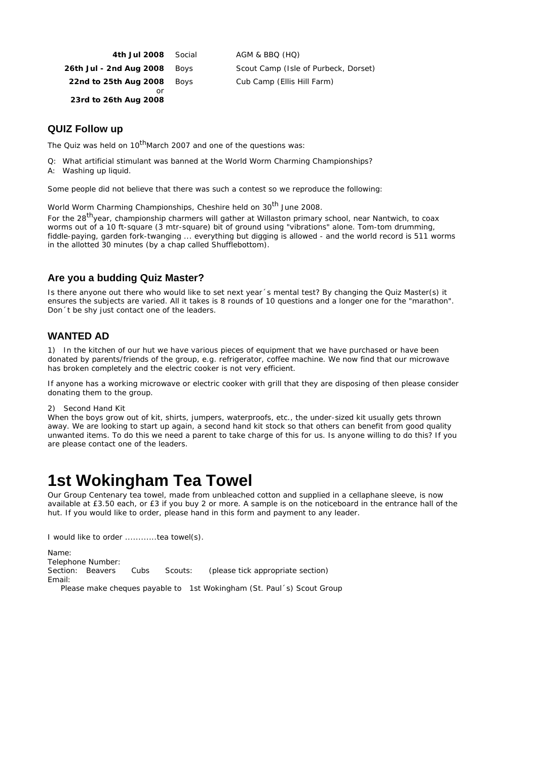| | | |
|---|---|---|
| **4th Jul 2008** | Social | AGM & BBQ (HQ) |
| **26th Jul - 2nd Aug 2008** | Boys | Scout Camp (Isle of Purbeck, Dorset) |
| **22nd to 25th Aug 2008** or **23rd to 26th Aug 2008** | Boys | Cub Camp (Ellis Hill Farm) |

## QUIZ Follow up

The Quiz was held on 10thMarch 2007 and one of the questions was:

Q: What artificial stimulant was banned at the World Worm Charming Championships?
A: Washing up liquid.

Some people did not believe that there was such a contest so we reproduce the following:

World Worm Charming Championships, Cheshire held on 30th June 2008.
For the 28thyear, championship charmers will gather at Willaston primary school, near Nantwich, to coax worms out of a 10 ft-square (3 mtr-square) bit of ground using "vibrations" alone. Tom-tom drumming, fiddle-paying, garden fork-twanging ... everything but digging is allowed - and the world record is 511 worms in the allotted 30 minutes (by a chap called Shufflebottom).

## Are you a budding Quiz Master?

Is there anyone out there who would like to set next year´s mental test? By changing the Quiz Master(s) it ensures the subjects are varied. All it takes is 8 rounds of 10 questions and a longer one for the "marathon". Don´t be shy just contact one of the leaders.

## WANTED AD

1) In the kitchen of our hut we have various pieces of equipment that we have purchased or have been donated by parents/friends of the group, e.g. refrigerator, coffee machine. We now find that our microwave has broken completely and the electric cooker is not very efficient.

If anyone has a working microwave or electric cooker with grill that they are disposing of then please consider donating them to the group.

2) Second Hand Kit
When the boys grow out of kit, shirts, jumpers, waterproofs, etc., the under-sized kit usually gets thrown away. We are looking to start up again, a second hand kit stock so that others can benefit from good quality unwanted items. To do this we need a parent to take charge of this for us. Is anyone willing to do this? If you are please contact one of the leaders.

# 1st Wokingham Tea Towel

Our Group Centenary tea towel, made from unbleached cotton and supplied in a cellaphane sleeve, is now available at £3.50 each, or £3 if you buy 2 or more. A sample is on the noticeboard in the entrance hall of the hut. If you would like to order, please hand in this form and payment to any leader.

I would like to order ............tea towel(s).

Name:
Telephone Number:
Section: Beavers Cubs Scouts: (please tick appropriate section)
Email:
Please make cheques payable to 1st Wokingham (St. Paul´s) Scout Group